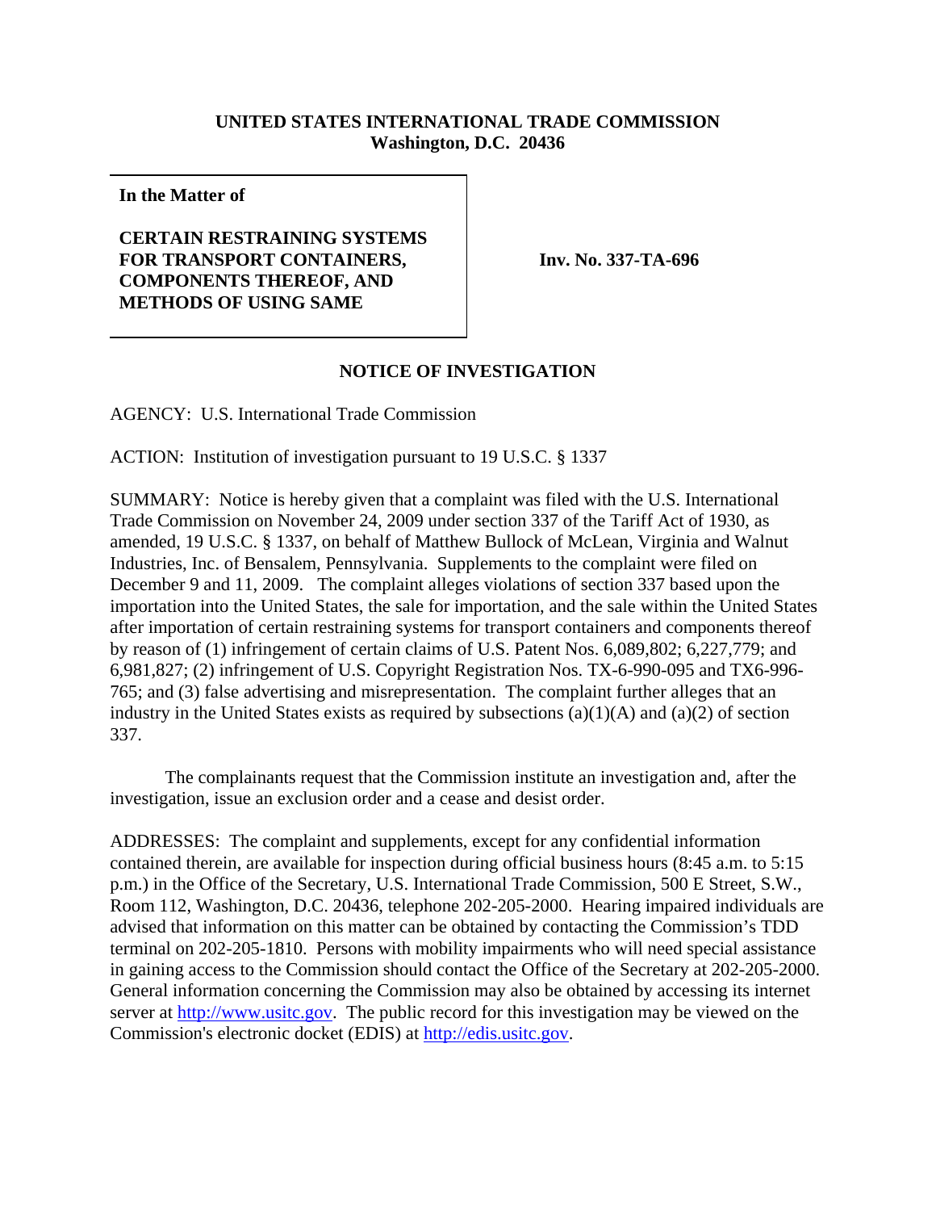**UNITED STATES INTERNATIONAL TRADE COMMISSION**
**Washington, D.C. 20436**

| **In the Matter of**<br><br>**CERTAIN RESTRAINING SYSTEMS FOR TRANSPORT CONTAINERS, COMPONENTS THEREOF, AND METHODS OF USING SAME** | **Inv. No. 337-TA-696** |
|---|---|

**NOTICE OF INVESTIGATION**

AGENCY: U.S. International Trade Commission

ACTION: Institution of investigation pursuant to 19 U.S.C. § 1337

SUMMARY: Notice is hereby given that a complaint was filed with the U.S. International Trade Commission on November 24, 2009 under section 337 of the Tariff Act of 1930, as amended, 19 U.S.C. § 1337, on behalf of Matthew Bullock of McLean, Virginia and Walnut Industries, Inc. of Bensalem, Pennsylvania. Supplements to the complaint were filed on December 9 and 11, 2009. The complaint alleges violations of section 337 based upon the importation into the United States, the sale for importation, and the sale within the United States after importation of certain restraining systems for transport containers and components thereof by reason of (1) infringement of certain claims of U.S. Patent Nos. 6,089,802; 6,227,779; and 6,981,827; (2) infringement of U.S. Copyright Registration Nos. TX-6-990-095 and TX6-996-765; and (3) false advertising and misrepresentation. The complaint further alleges that an industry in the United States exists as required by subsections (a)(1)(A) and (a)(2) of section 337.

The complainants request that the Commission institute an investigation and, after the investigation, issue an exclusion order and a cease and desist order.

ADDRESSES: The complaint and supplements, except for any confidential information contained therein, are available for inspection during official business hours (8:45 a.m. to 5:15 p.m.) in the Office of the Secretary, U.S. International Trade Commission, 500 E Street, S.W., Room 112, Washington, D.C. 20436, telephone 202-205-2000. Hearing impaired individuals are advised that information on this matter can be obtained by contacting the Commission's TDD terminal on 202-205-1810. Persons with mobility impairments who will need special assistance in gaining access to the Commission should contact the Office of the Secretary at 202-205-2000. General information concerning the Commission may also be obtained by accessing its internet server at http://www.usitc.gov. The public record for this investigation may be viewed on the Commission's electronic docket (EDIS) at http://edis.usitc.gov.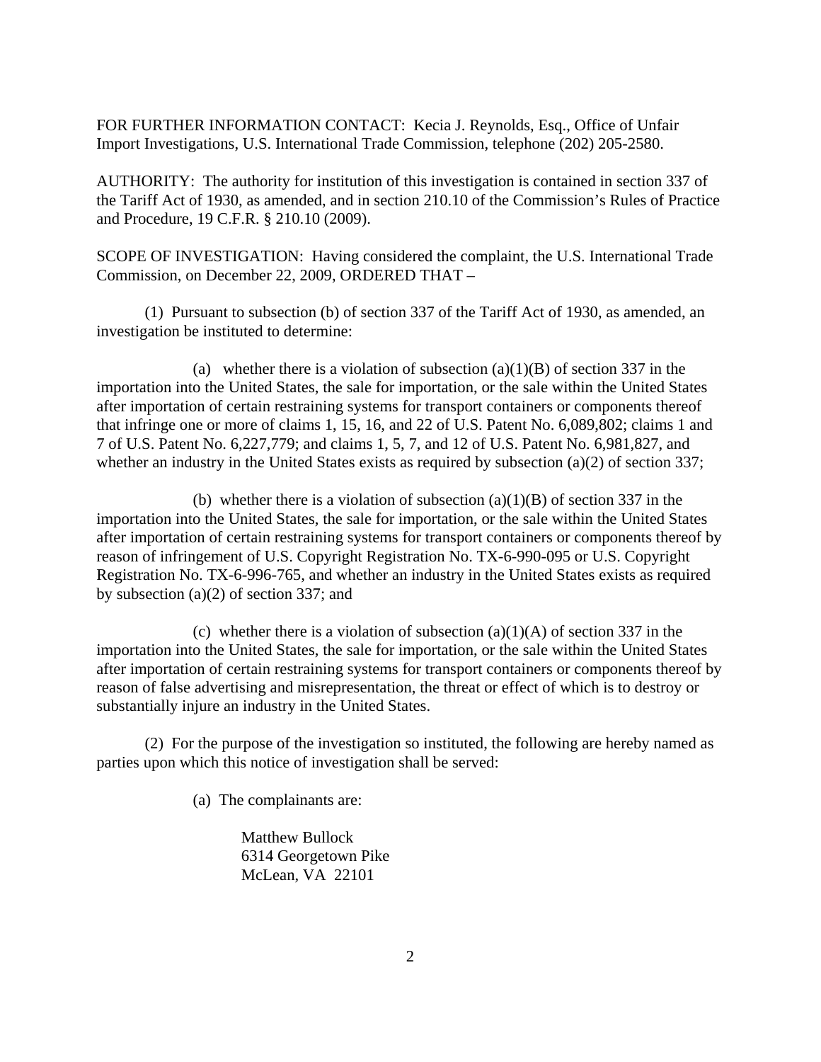FOR FURTHER INFORMATION CONTACT: Kecia J. Reynolds, Esq., Office of Unfair Import Investigations, U.S. International Trade Commission, telephone (202) 205-2580.

AUTHORITY: The authority for institution of this investigation is contained in section 337 of the Tariff Act of 1930, as amended, and in section 210.10 of the Commission's Rules of Practice and Procedure, 19 C.F.R. § 210.10 (2009).

SCOPE OF INVESTIGATION: Having considered the complaint, the U.S. International Trade Commission, on December 22, 2009, ORDERED THAT –

(1) Pursuant to subsection (b) of section 337 of the Tariff Act of 1930, as amended, an investigation be instituted to determine:

(a) whether there is a violation of subsection (a)(1)(B) of section 337 in the importation into the United States, the sale for importation, or the sale within the United States after importation of certain restraining systems for transport containers or components thereof that infringe one or more of claims 1, 15, 16, and 22 of U.S. Patent No. 6,089,802; claims 1 and 7 of U.S. Patent No. 6,227,779; and claims 1, 5, 7, and 12 of U.S. Patent No. 6,981,827, and whether an industry in the United States exists as required by subsection (a)(2) of section 337;

(b) whether there is a violation of subsection (a)(1)(B) of section 337 in the importation into the United States, the sale for importation, or the sale within the United States after importation of certain restraining systems for transport containers or components thereof by reason of infringement of U.S. Copyright Registration No. TX-6-990-095 or U.S. Copyright Registration No. TX-6-996-765, and whether an industry in the United States exists as required by subsection (a)(2) of section 337; and

(c) whether there is a violation of subsection (a)(1)(A) of section 337 in the importation into the United States, the sale for importation, or the sale within the United States after importation of certain restraining systems for transport containers or components thereof by reason of false advertising and misrepresentation, the threat or effect of which is to destroy or substantially injure an industry in the United States.

(2) For the purpose of the investigation so instituted, the following are hereby named as parties upon which this notice of investigation shall be served:

(a) The complainants are:

Matthew Bullock  
6314 Georgetown Pike  
McLean, VA 22101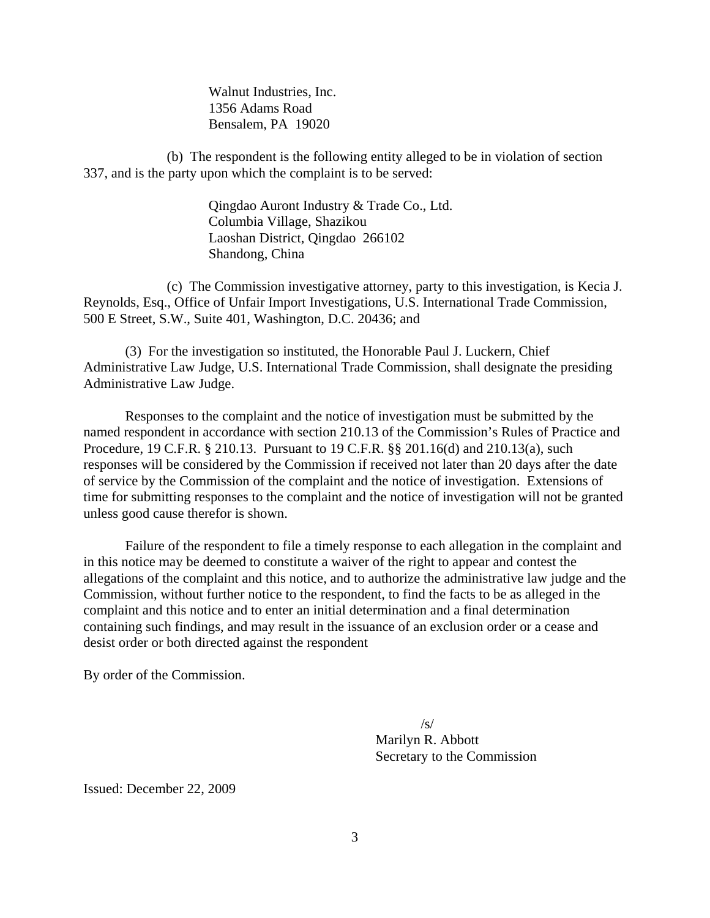Walnut Industries, Inc.
1356 Adams Road
Bensalem, PA 19020

(b) The respondent is the following entity alleged to be in violation of section 337, and is the party upon which the complaint is to be served:

Qingdao Auront Industry & Trade Co., Ltd.
Columbia Village, Shazikou
Laoshan District, Qingdao 266102
Shandong, China

(c) The Commission investigative attorney, party to this investigation, is Kecia J. Reynolds, Esq., Office of Unfair Import Investigations, U.S. International Trade Commission, 500 E Street, S.W., Suite 401, Washington, D.C. 20436; and

(3) For the investigation so instituted, the Honorable Paul J. Luckern, Chief Administrative Law Judge, U.S. International Trade Commission, shall designate the presiding Administrative Law Judge.

Responses to the complaint and the notice of investigation must be submitted by the named respondent in accordance with section 210.13 of the Commission's Rules of Practice and Procedure, 19 C.F.R. § 210.13. Pursuant to 19 C.F.R. §§ 201.16(d) and 210.13(a), such responses will be considered by the Commission if received not later than 20 days after the date of service by the Commission of the complaint and the notice of investigation. Extensions of time for submitting responses to the complaint and the notice of investigation will not be granted unless good cause therefor is shown.

Failure of the respondent to file a timely response to each allegation in the complaint and in this notice may be deemed to constitute a waiver of the right to appear and contest the allegations of the complaint and this notice, and to authorize the administrative law judge and the Commission, without further notice to the respondent, to find the facts to be as alleged in the complaint and this notice and to enter an initial determination and a final determination containing such findings, and may result in the issuance of an exclusion order or a cease and desist order or both directed against the respondent

By order of the Commission.

/s/
Marilyn R. Abbott
Secretary to the Commission

Issued: December 22, 2009